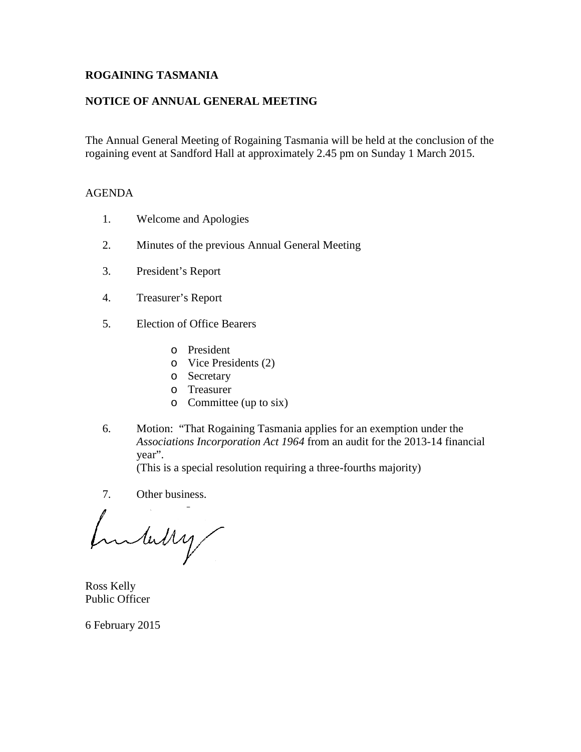**ROGAINING TASMANIA**

**NOTICE OF ANNUAL GENERAL MEETING**

The Annual General Meeting of Rogaining Tasmania will be held at the conclusion of the rogaining event at Sandford Hall at approximately 2.45 pm on Sunday 1 March 2015.

AGENDA

1. Welcome and Apologies
2. Minutes of the previous Annual General Meeting
3. President's Report
4. Treasurer's Report
5. Election of Office Bearers
   - President
   - Vice Presidents (2)
   - Secretary
   - Treasurer
   - Committee (up to six)
6. Motion: "That Rogaining Tasmania applies for an exemption under the *Associations Incorporation Act 1964* from an audit for the 2013-14 financial year".
   (This is a special resolution requiring a three-fourths majority)
7. Other business.

Ross Kelly
Public Officer

6 February 2015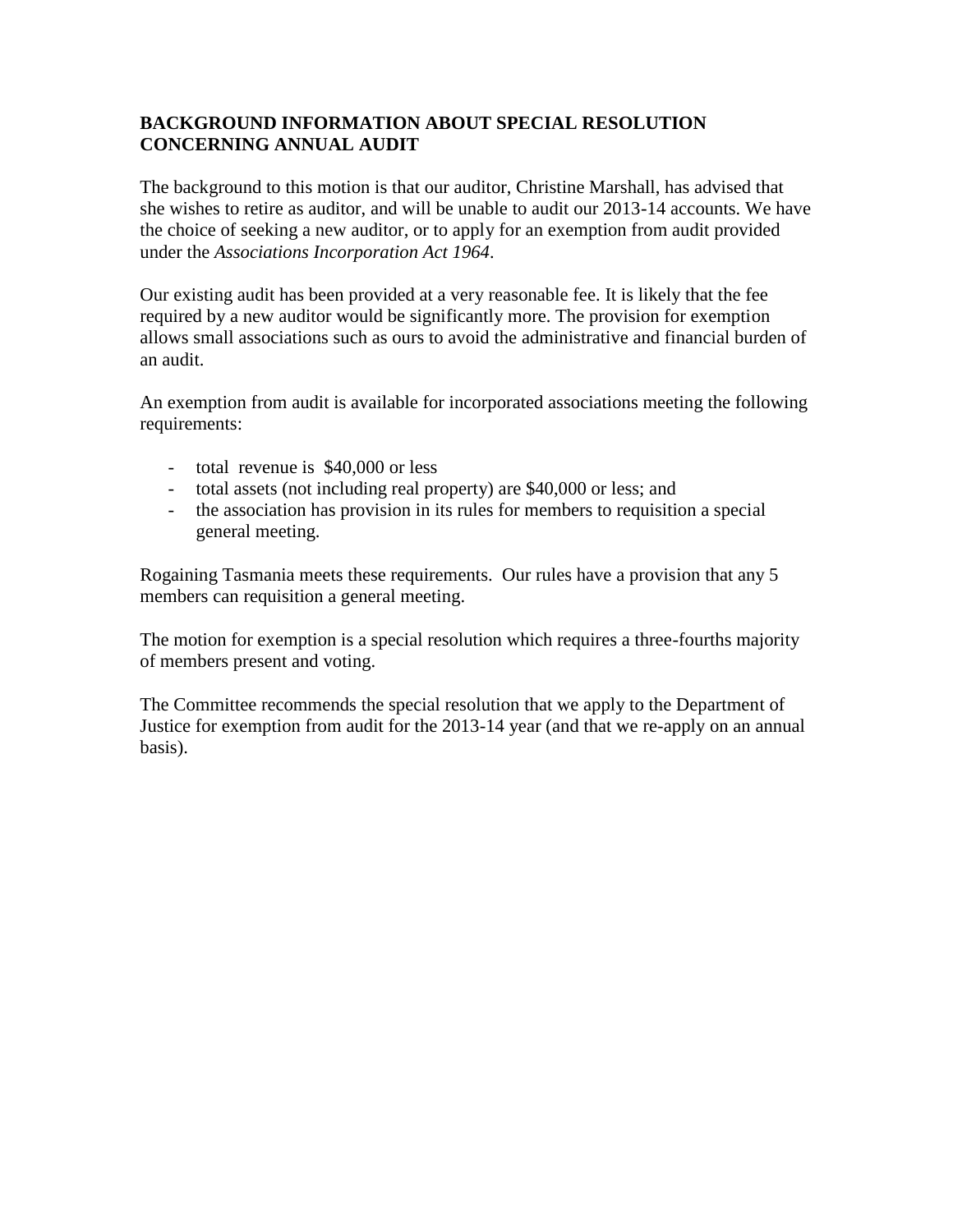## BACKGROUND INFORMATION ABOUT SPECIAL RESOLUTION CONCERNING ANNUAL AUDIT

The background to this motion is that our auditor, Christine Marshall, has advised that she wishes to retire as auditor, and will be unable to audit our 2013-14 accounts. We have the choice of seeking a new auditor, or to apply for an exemption from audit provided under the *Associations Incorporation Act 1964*.

Our existing audit has been provided at a very reasonable fee. It is likely that the fee required by a new auditor would be significantly more. The provision for exemption allows small associations such as ours to avoid the administrative and financial burden of an audit.

An exemption from audit is available for incorporated associations meeting the following requirements:

- total revenue is $40,000 or less
- total assets (not including real property) are $40,000 or less; and
- the association has provision in its rules for members to requisition a special general meeting.

Rogaining Tasmania meets these requirements. Our rules have a provision that any 5 members can requisition a general meeting.

The motion for exemption is a special resolution which requires a three-fourths majority of members present and voting.

The Committee recommends the special resolution that we apply to the Department of Justice for exemption from audit for the 2013-14 year (and that we re-apply on an annual basis).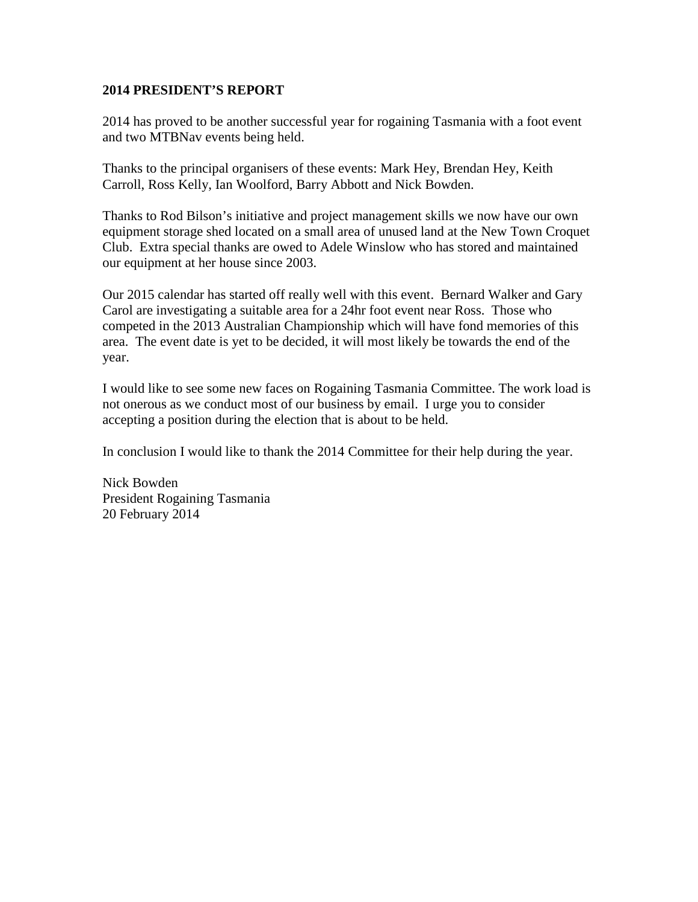**2014 PRESIDENT'S REPORT**

2014 has proved to be another successful year for rogaining Tasmania with a foot event and two MTBNav events being held.

Thanks to the principal organisers of these events: Mark Hey, Brendan Hey, Keith Carroll, Ross Kelly, Ian Woolford, Barry Abbott and Nick Bowden.

Thanks to Rod Bilson's initiative and project management skills we now have our own equipment storage shed located on a small area of unused land at the New Town Croquet Club. Extra special thanks are owed to Adele Winslow who has stored and maintained our equipment at her house since 2003.

Our 2015 calendar has started off really well with this event. Bernard Walker and Gary Carol are investigating a suitable area for a 24hr foot event near Ross. Those who competed in the 2013 Australian Championship which will have fond memories of this area. The event date is yet to be decided, it will most likely be towards the end of the year.

I would like to see some new faces on Rogaining Tasmania Committee. The work load is not onerous as we conduct most of our business by email. I urge you to consider accepting a position during the election that is about to be held.

In conclusion I would like to thank the 2014 Committee for their help during the year.

Nick Bowden
President Rogaining Tasmania
20 February 2014